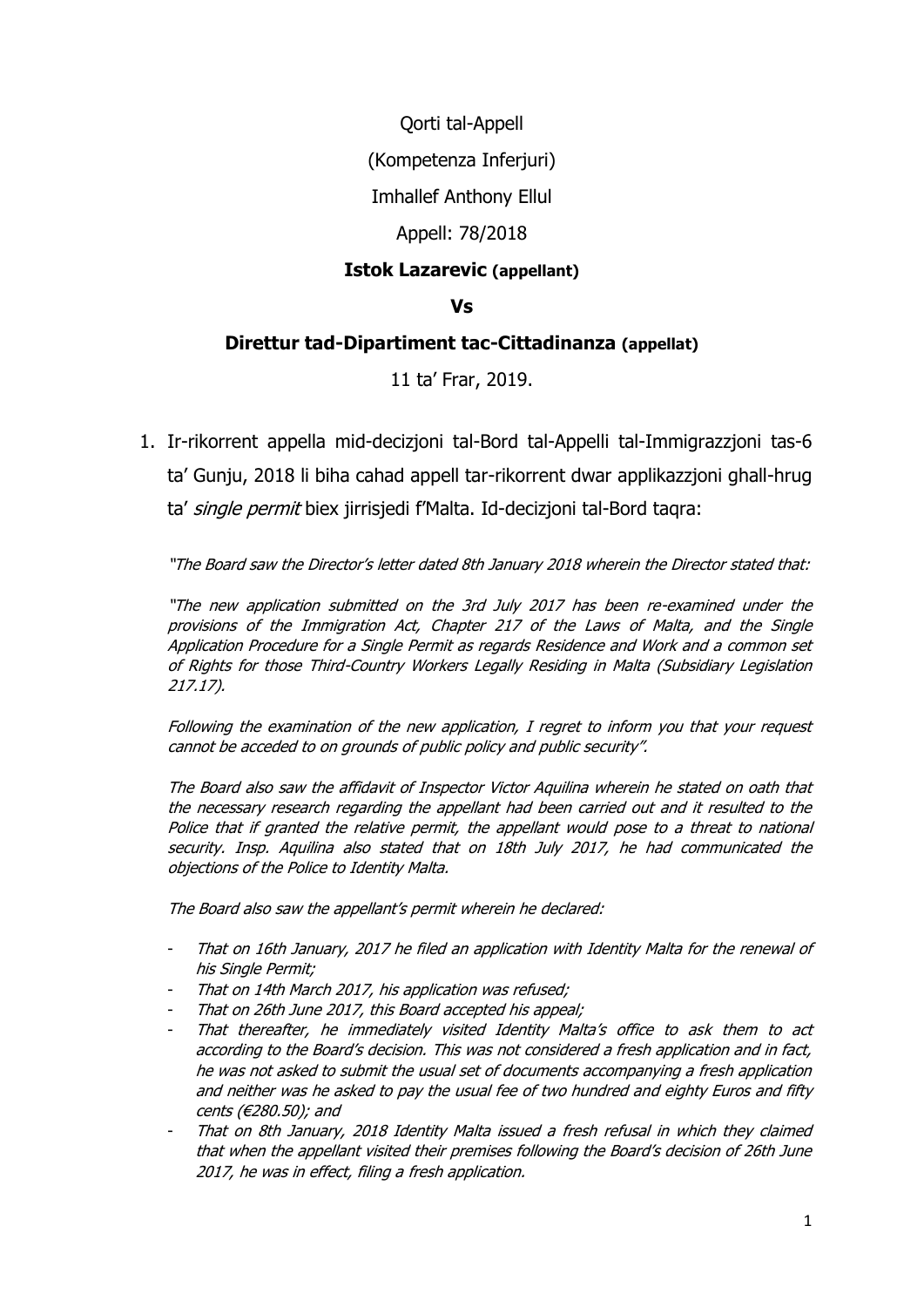Qorti tal-Appell

(Kompetenza Inferjuri)

Imhallef Anthony Ellul

Appell: 78/2018

**Istok Lazarevic (appellant)**

**Vs**

**Direttur tad-Dipartiment tac-Cittadinanza (appellat)**

11 ta' Frar, 2019.

1. Ir-rikorrent appella mid-decizjoni tal-Bord tal-Appelli tal-Immigrazzjoni tas-6 ta' Gunju, 2018 li biha cahad appell tar-rikorrent dwar applikazzjoni ghall-hrug ta' *single permit* biex jirrisjedi f'Malta. Id-decizjoni tal-Bord taqra:

*"The Board saw the Director's letter dated 8th January 2018 wherein the Director stated that:*

*"The new application submitted on the 3rd July 2017 has been re-examined under the provisions of the Immigration Act, Chapter 217 of the Laws of Malta, and the Single Application Procedure for a Single Permit as regards Residence and Work and a common set of Rights for those Third-Country Workers Legally Residing in Malta (Subsidiary Legislation 217.17).*

*Following the examination of the new application, I regret to inform you that your request cannot be acceded to on grounds of public policy and public security".*

*The Board also saw the affidavit of Inspector Victor Aquilina wherein he stated on oath that the necessary research regarding the appellant had been carried out and it resulted to the Police that if granted the relative permit, the appellant would pose to a threat to national security. Insp. Aquilina also stated that on 18th July 2017, he had communicated the objections of the Police to Identity Malta.*

*The Board also saw the appellant's permit wherein he declared:*

- *That on 16th January, 2017 he filed an application with Identity Malta for the renewal of his Single Permit;*
- *That on 14th March 2017, his application was refused;*
- *That on 26th June 2017, this Board accepted his appeal;*
- *That thereafter, he immediately visited Identity Malta's office to ask them to act according to the Board's decision. This was not considered a fresh application and in fact, he was not asked to submit the usual set of documents accompanying a fresh application and neither was he asked to pay the usual fee of two hundred and eighty Euros and fifty cents (€280.50); and*
- *That on 8th January, 2018 Identity Malta issued a fresh refusal in which they claimed that when the appellant visited their premises following the Board's decision of 26th June 2017, he was in effect, filing a fresh application.*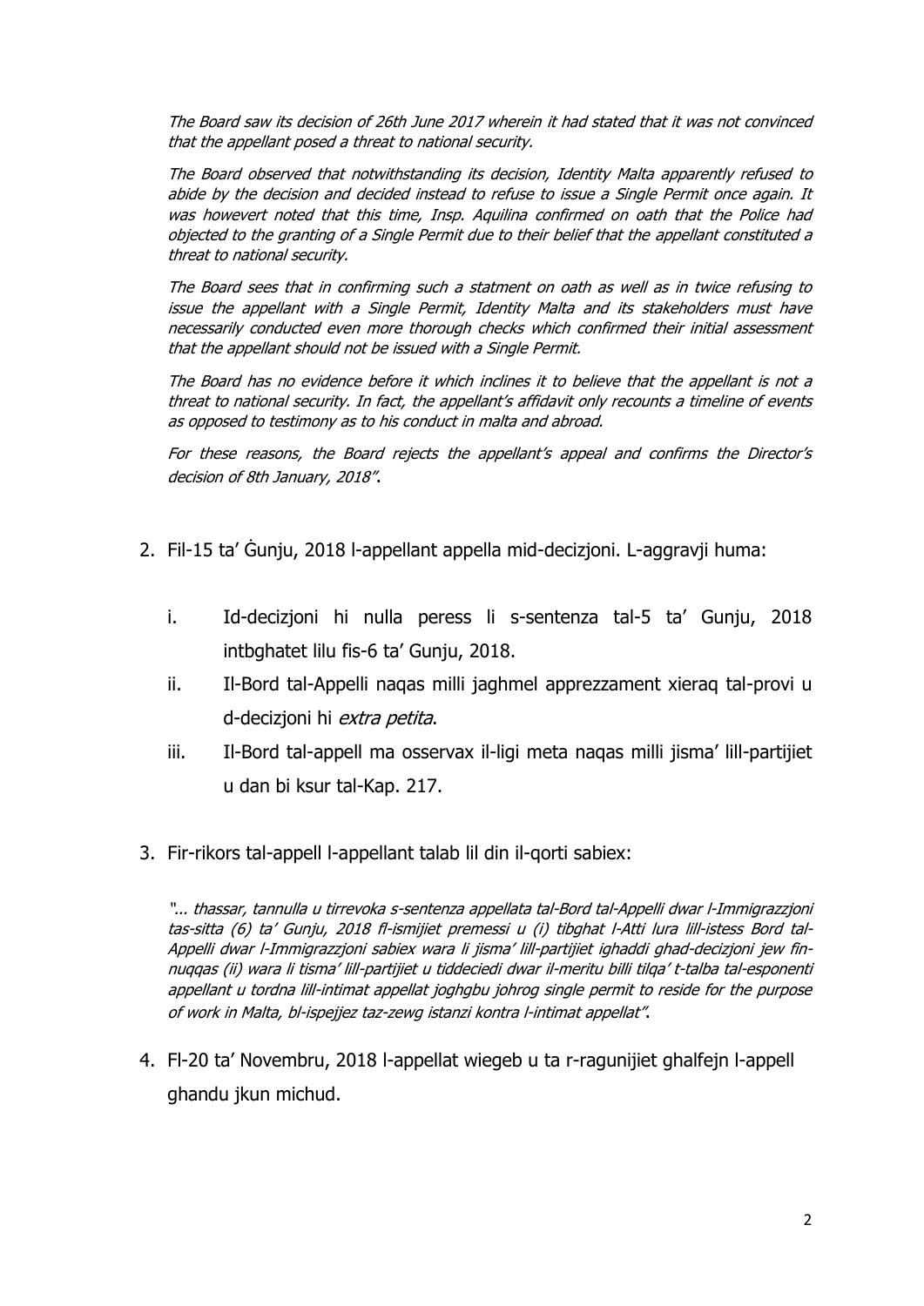*The Board saw its decision of 26th June 2017 wherein it had stated that it was not convinced that the appellant posed a threat to national security.*

*The Board observed that notwithstanding its decision, Identity Malta apparently refused to abide by the decision and decided instead to refuse to issue a Single Permit once again. It was howevert noted that this time, Insp. Aquilina confirmed on oath that the Police had objected to the granting of a Single Permit due to their belief that the appellant constituted a threat to national security.*

*The Board sees that in confirming such a statment on oath as well as in twice refusing to issue the appellant with a Single Permit, Identity Malta and its stakeholders must have necessarily conducted even more thorough checks which confirmed their initial assessment that the appellant should not be issued with a Single Permit.*

*The Board has no evidence before it which inclines it to believe that the appellant is not a threat to national security. In fact, the appellant's affidavit only recounts a timeline of events as opposed to testimony as to his conduct in malta and abroad.*

*For these reasons, the Board rejects the appellant's appeal and confirms the Director's decision of 8th January, 2018"*.

2. Fil-15 ta' Ġunju, 2018 l-appellant appella mid-decizjoni. L-aggravji huma:

    i. Id-decizjoni hi nulla peress li s-sentenza tal-5 ta' Gunju, 2018 intbghatet lilu fis-6 ta' Gunju, 2018.

    ii. Il-Bord tal-Appelli naqas milli jaghmel apprezzament xieraq tal-provi u d-decizjoni hi *extra petita*.

    iii. Il-Bord tal-appell ma osservax il-ligi meta naqas milli jisma' lill-partijiet u dan bi ksur tal-Kap. 217.

3. Fir-rikors tal-appell l-appellant talab lil din il-qorti sabiex:

*"... thassar, tannulla u tirrevoka s-sentenza appellata tal-Bord tal-Appelli dwar l-Immigrazzjoni tas-sitta (6) ta' Gunju, 2018 fl-ismijiet premessi u (i) tibghat l-Atti lura lill-istess Bord tal-Appelli dwar l-Immigrazzjoni sabiex wara li jisma' lill-partijiet ighaddi ghad-decizjoni jew fin-nuqqas (ii) wara li tisma' lill-partijiet u tiddeciedi dwar il-meritu billi tilqa' t-talba tal-esponenti appellant u tordna lill-intimat appellat joghgbu johrog single permit to reside for the purpose of work in Malta, bl-ispejjez taz-zewg istanzi kontra l-intimat appellat"*.

4. Fl-20 ta' Novembru, 2018 l-appellat wiegeb u ta r-ragunijiet ghalfejn l-appell ghandu jkun michud.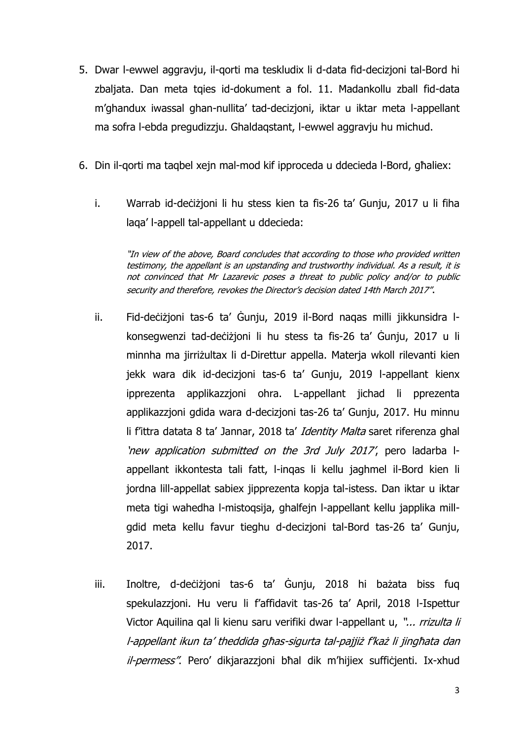5. Dwar l-ewwel aggravju, il-qorti ma teskludix li d-data fid-decizjoni tal-Bord hi zbaljata. Dan meta tqies id-dokument a fol. 11. Madankollu zball fid-data m'ghandux iwassal ghan-nullita' tad-decizjoni, iktar u iktar meta l-appellant ma sofra l-ebda pregudizzju. Ghaldaqstant, l-ewwel aggravju hu michud.

6. Din il-qorti ma taqbel xejn mal-mod kif ipproceda u ddecieda l-Bord, għaliex:

   i. Warrab id-deċiżjoni li hu stess kien ta fis-26 ta' Gunju, 2017 u li fiha laqa' l-appell tal-appellant u ddecieda:

      *"In view of the above, Board concludes that according to those who provided written testimony, the appellant is an upstanding and trustworthy individual. As a result, it is not convinced that Mr Lazarevic poses a threat to public policy and/or to public security and therefore, revokes the Director's decision dated 14th March 2017"*.

   ii. Fid-deċiżjoni tas-6 ta' Ġunju, 2019 il-Bord naqas milli jikkunsidra l-konsegwenzi tad-deċiżjoni li hu stess ta fis-26 ta' Ġunju, 2017 u li minnha ma jirriżultax li d-Direttur appella. Materja wkoll rilevanti kien jekk wara dik id-decizjoni tas-6 ta' Gunju, 2019 l-appellant kienx ipprezenta applikazzjoni ohra. L-appellant jichad li pprezenta applikazzjoni gdida wara d-decizjoni tas-26 ta' Gunju, 2017. Hu minnu li f'ittra datata 8 ta' Jannar, 2018 ta' *Identity Malta* saret riferenza ghal *'new application submitted on the 3rd July 2017'*, pero ladarba l-appellant ikkontesta tali fatt, l-inqas li kellu jaghmel il-Bord kien li jordna lill-appellat sabiex jipprezenta kopja tal-istess. Dan iktar u iktar meta tigi wahedha l-mistoqsija, ghalfejn l-appellant kellu japplika mill-gdid meta kellu favur tieghu d-decizjoni tal-Bord tas-26 ta' Gunju, 2017.

   iii. Inoltre, d-deċiżjoni tas-6 ta' Ġunju, 2018 hi bażata biss fuq spekulazzjoni. Hu veru li f'affidavit tas-26 ta' April, 2018 l-Ispettur Victor Aquilina qal li kienu saru verifiki dwar l-appellant u, *"... rrizulta li l-appellant ikun ta' theddida għas-sigurta tal-pajjiż f'każ li jingħata dan il-permess"*. Pero' dikjarazzjoni bħal dik m'hijiex suffiċjenti. Ix-xhud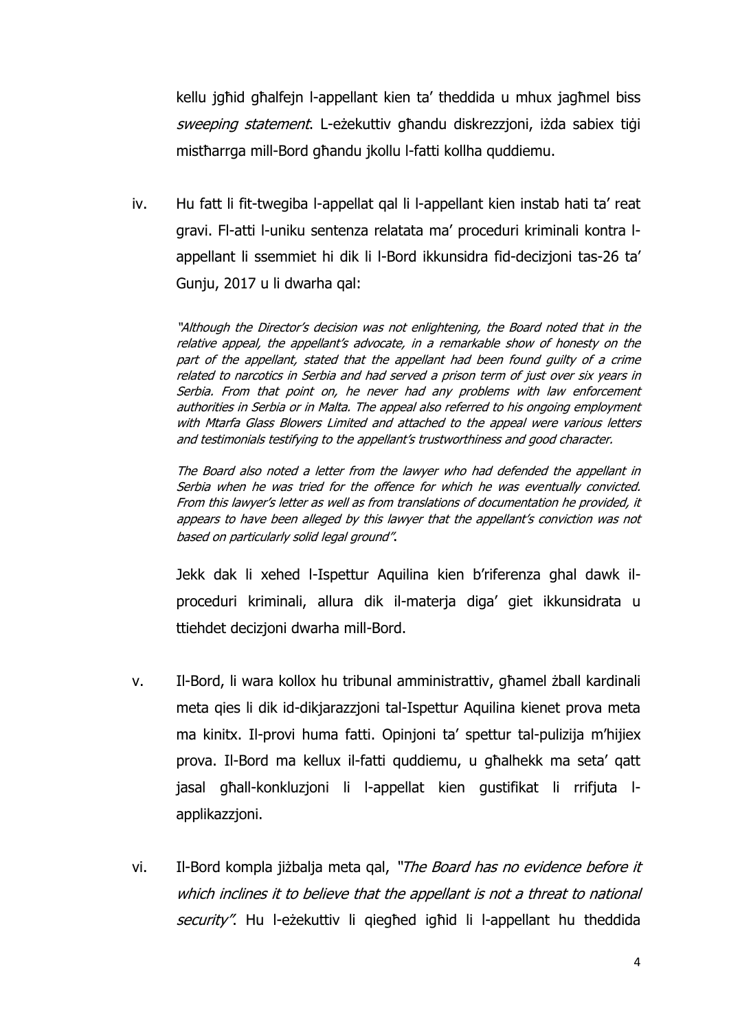kellu jgħid għalfejn l-appellant kien ta' theddida u mhux jagħmel biss *sweeping statement*. L-eżekuttiv għandu diskrezzjoni, iżda sabiex tiġi mistħarrga mill-Bord għandu jkollu l-fatti kollha quddiemu.

iv. Hu fatt li fit-twegiba l-appellat qal li l-appellant kien instab hati ta' reat gravi. Fl-atti l-uniku sentenza relatata ma' proceduri kriminali kontra l-appellant li ssemmiet hi dik li l-Bord ikkunsidra fid-decizjoni tas-26 ta' Gunju, 2017 u li dwarha qal:

> *"Although the Director's decision was not enlightening, the Board noted that in the relative appeal, the appellant's advocate, in a remarkable show of honesty on the part of the appellant, stated that the appellant had been found guilty of a crime related to narcotics in Serbia and had served a prison term of just over six years in Serbia. From that point on, he never had any problems with law enforcement authorities in Serbia or in Malta. The appeal also referred to his ongoing employment with Mtarfa Glass Blowers Limited and attached to the appeal were various letters and testimonials testifying to the appellant's trustworthiness and good character.*
>
> *The Board also noted a letter from the lawyer who had defended the appellant in Serbia when he was tried for the offence for which he was eventually convicted. From this lawyer's letter as well as from translations of documentation he provided, it appears to have been alleged by this lawyer that the appellant's conviction was not based on particularly solid legal ground"*.

Jekk dak li xehed l-Ispettur Aquilina kien b'riferenza ghal dawk il-proceduri kriminali, allura dik il-materja diga' giet ikkunsidrata u ttiehdet decizjoni dwarha mill-Bord.

v. Il-Bord, li wara kollox hu tribunal amministrattiv, għamel żball kardinali meta qies li dik id-dikjarazzjoni tal-Ispettur Aquilina kienet prova meta ma kinitx. Il-provi huma fatti. Opinjoni ta' spettur tal-pulizija m'hijiex prova. Il-Bord ma kellux il-fatti quddiemu, u għalhekk ma seta' qatt jasal għall-konkluzjoni li l-appellat kien gustifikat li rrifjuta l-applikazzjoni.

vi. Il-Bord kompla jiżbalja meta qal, "*The Board has no evidence before it which inclines it to believe that the appellant is not a threat to national security"*. Hu l-eżekuttiv li qiegħed igħid li l-appellant hu theddida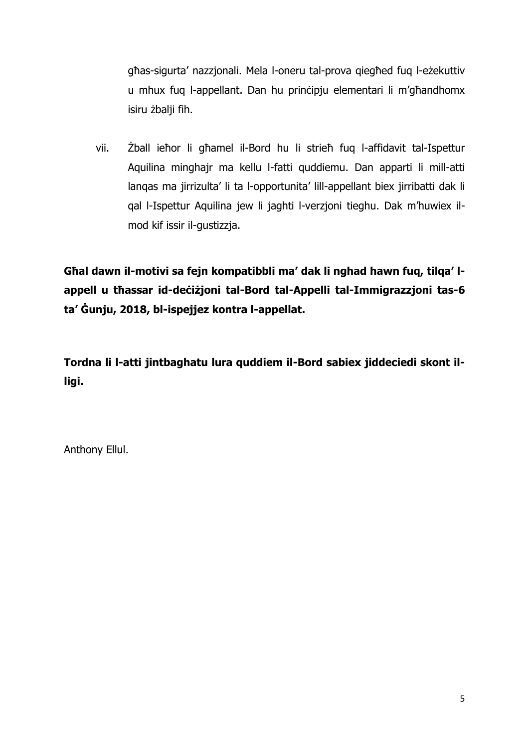għas-sigurta' nazzjonali. Mela l-oneru tal-prova qiegħed fuq l-eżekuttiv u mhux fuq l-appellant. Dan hu prinċipju elementari li m'għandhomx isiru żbalji fih.

vii. Żball ieħor li għamel il-Bord hu li strieħ fuq l-affidavit tal-Ispettur Aquilina minghajr ma kellu l-fatti quddiemu. Dan apparti li mill-atti lanqas ma jirrizulta' li ta l-opportunita' lill-appellant biex jirribatti dak li qal l-Ispettur Aquilina jew li jaghti l-verzjoni tieghu. Dak m'huwiex il-mod kif issir il-gustizzja.

**Għal dawn il-motivi sa fejn kompatibbli ma' dak li nghad hawn fuq, tilqa' l-appell u tħassar id-deċiżjoni tal-Bord tal-Appelli tal-Immigrazzjoni tas-6 ta' Ġunju, 2018, bl-ispejjez kontra l-appellat.**

**Tordna li l-atti jintbaghatu lura quddiem il-Bord sabiex jiddeciedi skont il-ligi.**

Anthony Ellul.